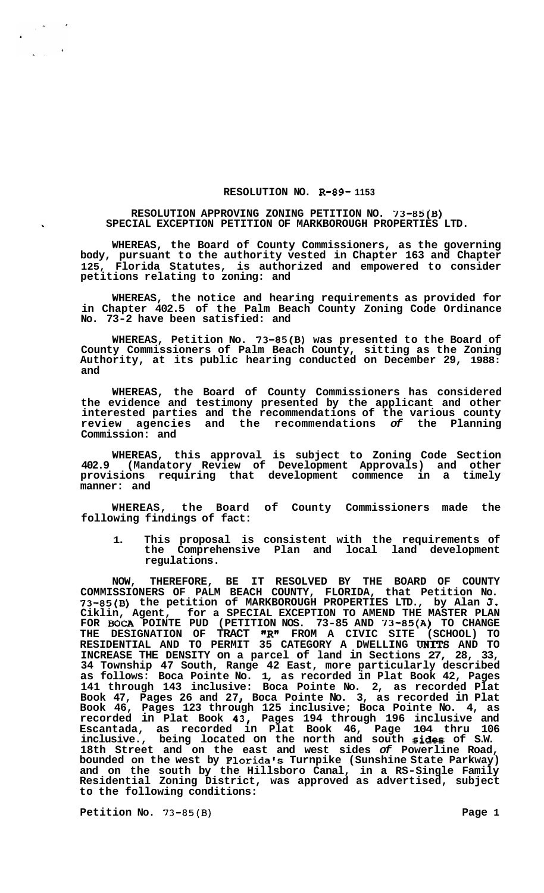**RESOLUTION NO. R-89- 1153**

**RESOLUTION APPROVING ZONING PETITION NO. 73-85(B) SPECIAL EXCEPTION PETITION OF MARKBOROUGH PROPERTIES LTD.**

**WHEREAS, the Board of County Commissioners, as the governing body, pursuant to the authority vested in Chapter 163 and Chapter 125, Florida Statutes, is authorized and empowered to consider petitions relating to zoning: and**

**WHEREAS, the notice and hearing requirements as provided for in Chapter 402.5 of the Palm Beach County Zoning Code Ordinance No. 73-2 have been satisfied: and**

**WHEREAS, Petition No. 73-85(B) was presented to the Board of County Commissioners of Palm Beach County, sitting as the Zoning Authority, at its public hearing conducted on December 29, 1988: and**

**WHEREAS, the Board of County Commissioners has considered the evidence and testimony presented by the applicant and other interested parties and the recommendations of the various county review agencies and the recommendations of the Planning Commission: and**

**WHEREAS, this approval is subject to Zoning Code Section 402.9 (Mandatory Review of Development Approvals) and other provisions requiring that development commence in a timely manner: and**

**WHEREAS, the Board of County Commissioners made the following findings of fact:**

1. **This proposal is consistent with the requirements of the Comprehensive Plan and local land development regulations.**

**NOW, THEREFORE, BE IT RESOLVED BY THE BOARD OF COUNTY COMMISSIONERS OF PALM BEACH COUNTY, FLORIDA, that Petition No. 73-85(B) the petition of MARKBOROUGH PROPERTIES LTD., by Alan J. Ciklin, Agent, for a SPECIAL EXCEPTION TO AMEND THE MASTER PLAN FOR BOCA POINTE PUD (PETITION NOS. 73-85 AND 73-85(A) TO CHANGE THE DESIGNATION OF TRACT "R" FROM A CIVIC SITE (SCHOOL) TO RESIDENTIAL AND TO PERMIT 35 CATEGORY A DWELLING UNITS AND TO INCREASE THE DENSITY on a parcel of land in Sections 27, 28, 33, 34 Township 47 South, Range 42 East, more particularly described as follows: Boca Pointe No. 1, as recorded in Plat Book 42, Pages 141 through 143 inclusive: Boca Pointe No. 2, as recorded Plat Book 47, Pages 26 and 27, Boca Pointe No. 3, as recorded in Plat Book 46, Pages 123 through 125 inclusive; Boca Pointe No. 4, as recorded in Plat Book 43, Pages 194 through 196 inclusive and Escantada, as recorded in Plat Book 46, Page 104 thru 106 inclusive., being located on the north and south sides of S.W. 18th Street and on the east and west sides of Powerline Road, bounded on the west by Florida's Turnpike (Sunshine State Parkway) and on the south by the Hillsboro Canal, in a RS-Single Family Residential Zoning District, was approved as advertised, subject to the following conditions:**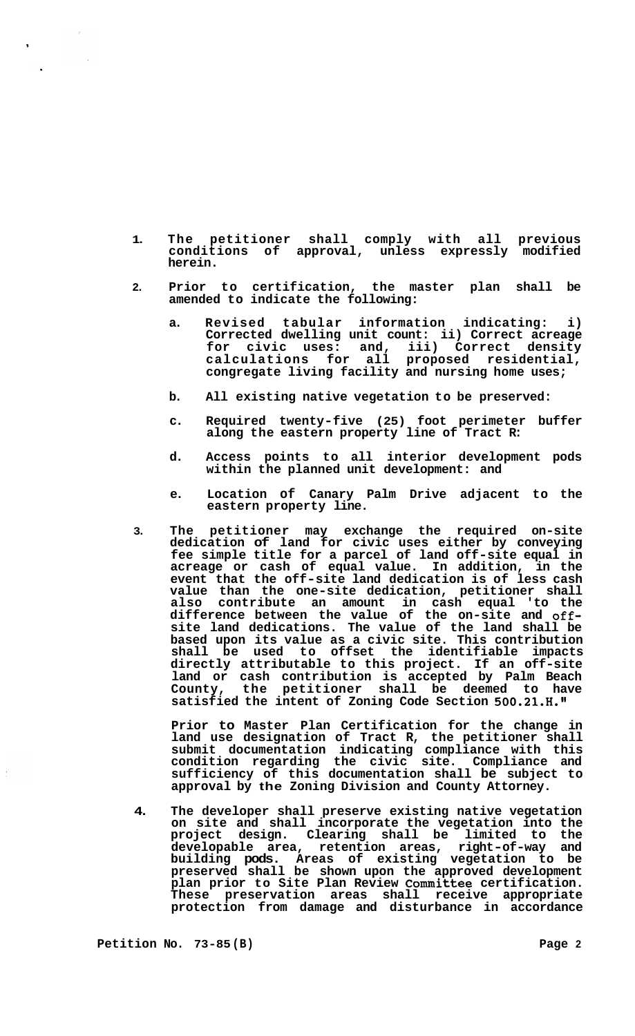1. The petitioner shall comply with all previous conditions of approval, unless expressly modified herein.

2. Prior to certification, the master plan shall be amended to indicate the following:

   a. Revised tabular information indicating: i) Corrected dwelling unit count: ii) Correct acreage for civic uses: and, iii) Correct density calculations for all proposed residential, congregate living facility and nursing home uses;

   b. All existing native vegetation to be preserved:

   c. Required twenty-five (25) foot perimeter buffer along the eastern property line of Tract R:

   d. Access points to all interior development pods within the planned unit development: and

   e. Location of Canary Palm Drive adjacent to the eastern property line.

3. The petitioner may exchange the required on-site dedication of land for civic uses either by conveying fee simple title for a parcel of land off-site equal in acreage or cash of equal value. In addition, in the event that the off-site land dedication is of less cash value than the one-site dedication, petitioner shall also contribute an amount in cash equal 'to the difference between the value of the on-site and off-site land dedications. The value of the land shall be based upon its value as a civic site. This contribution shall be used to offset the identifiable impacts directly attributable to this project. If an off-site land or cash contribution is accepted by Palm Beach County, the petitioner shall be deemed to have satisfied the intent of Zoning Code Section 500.21.H."

   Prior to Master Plan Certification for the change in land use designation of Tract R, the petitioner shall submit documentation indicating compliance with this condition regarding the civic site. Compliance and sufficiency of this documentation shall be subject to approval by the Zoning Division and County Attorney.

4. The developer shall preserve existing native vegetation on site and shall incorporate the vegetation into the project design. Clearing shall be limited to the developable area, retention areas, right-of-way and building pods. Areas of existing vegetation to be preserved shall be shown upon the approved development plan prior to Site Plan Review Committee certification. These preservation areas shall receive appropriate protection from damage and disturbance in accordance

Petition No. 73-85(B)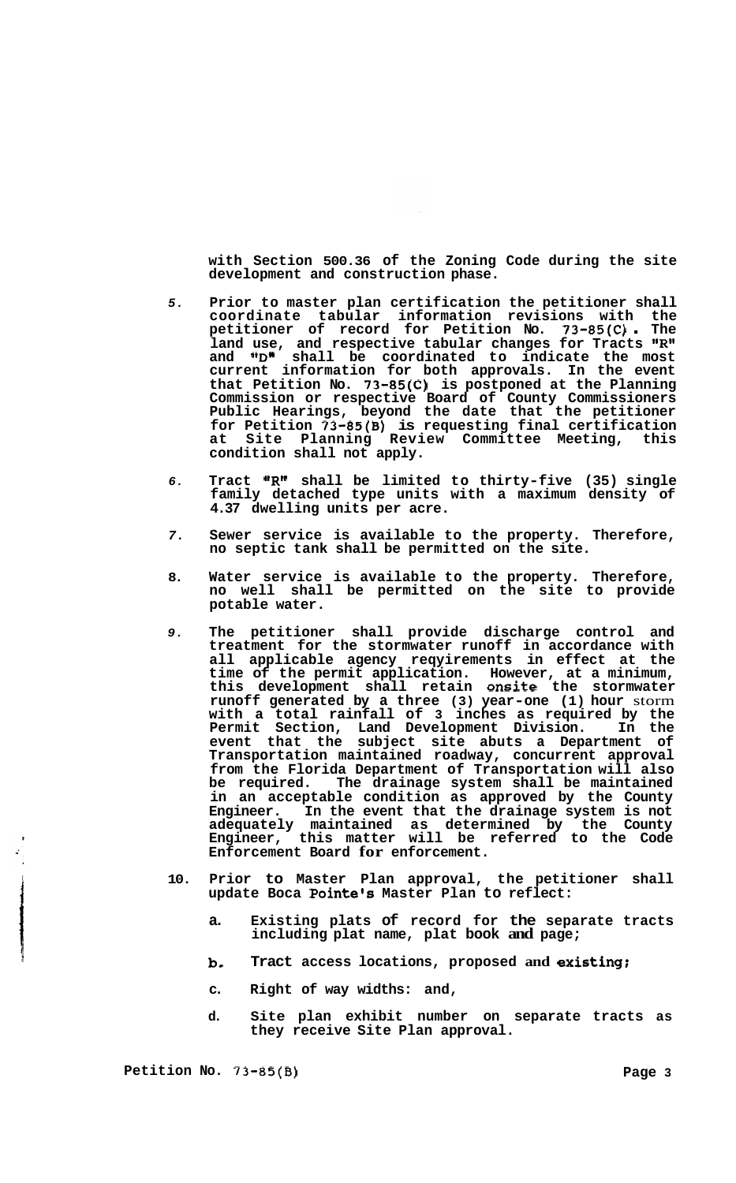with Section 500.36 of the Zoning Code during the site development and construction phase.

5. Prior to master plan certification the petitioner shall coordinate tabular information revisions with the petitioner of record for Petition No. 73-85(C). The land use, and respective tabular changes for Tracts "R" and "D" shall be coordinated to indicate the most current information for both approvals. In the event that Petition No. 73-85(C) is postponed at the Planning Commission or respective Board of County Commissioners Public Hearings, beyond the date that the petitioner for Petition 73-85(B) is requesting final certification at Site Planning Review Committee Meeting, this condition shall not apply.

6. Tract "R" shall be limited to thirty-five (35) single family detached type units with a maximum density of 4.37 dwelling units per acre.

7. Sewer service is available to the property. Therefore, no septic tank shall be permitted on the site.

8. Water service is available to the property. Therefore, no well shall be permitted on the site to provide potable water.

9. The petitioner shall provide discharge control and treatment for the stormwater runoff in accordance with all applicable agency reqyirements in effect at the time of the permit application. However, at a minimum, this development shall retain onsite the stormwater runoff generated by a three (3) year-one (1) hour storm with a total rainfall of 3 inches as required by the Permit Section, Land Development Division. In the event that the subject site abuts a Department of Transportation maintained roadway, concurrent approval from the Florida Department of Transportation will also be required. The drainage system shall be maintained in an acceptable condition as approved by the County Engineer. In the event that the drainage system is not adequately maintained as determined by the County Engineer, this matter will be referred to the Code Enforcement Board for enforcement.

10. Prior to Master Plan approval, the petitioner shall update Boca Pointe's Master Plan to reflect:

    a. Existing plats of record for the separate tracts including plat name, plat book and page;

    b. Tract access locations, proposed and existing;

    c. Right of way widths: and,

    d. Site plan exhibit number on separate tracts as they receive Site Plan approval.

Petition No. 73-85(B)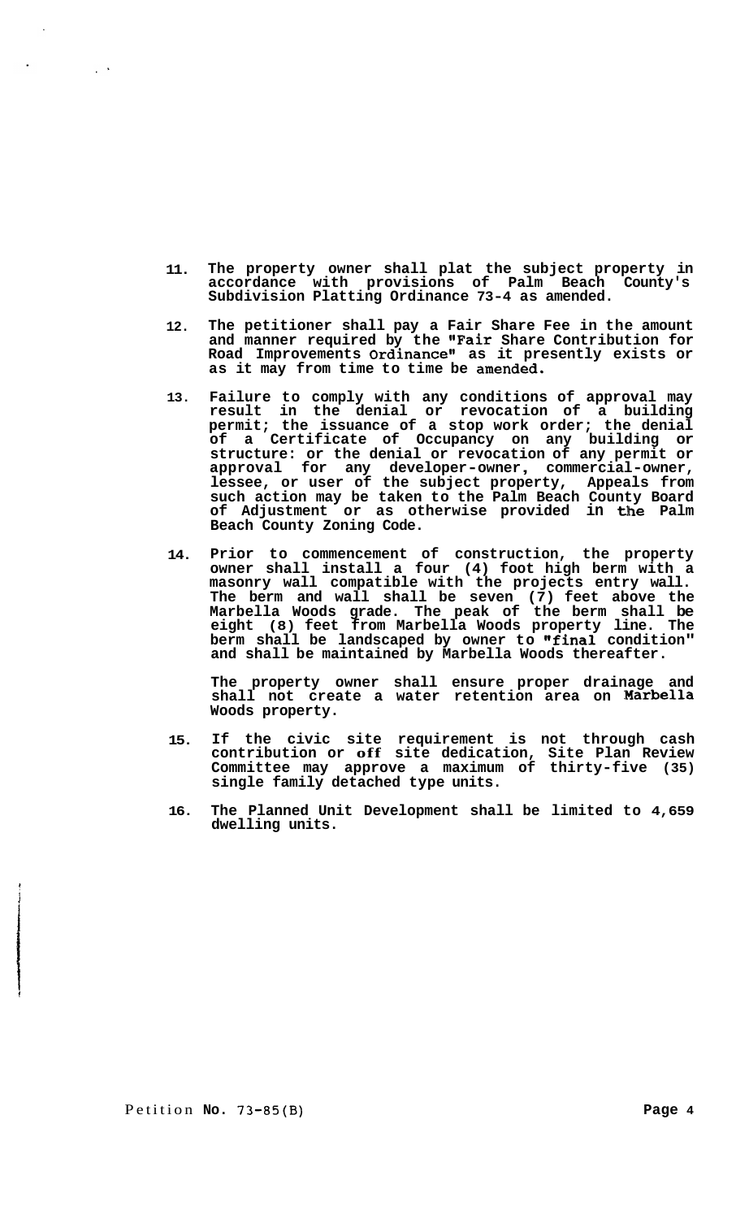11. **The property owner shall plat the subject property in accordance with provisions of Palm Beach County's Subdivision Platting Ordinance 73-4 as amended.**

12. **The petitioner shall pay a Fair Share Fee in the amount and manner required by the "Fair Share Contribution for Road Improvements Ordinance" as it presently exists or as it may from time to time be amended.**

13. **Failure to comply with any conditions of approval may result in the denial or revocation of a building permit; the issuance of a stop work order; the denial of a Certificate of Occupancy on any building or structure: or the denial or revocation of any permit or approval for any developer-owner, commercial-owner, lessee, or user of the subject property, Appeals from such action may be taken to the Palm Beach County Board of Adjustment or as otherwise provided in the Palm Beach County Zoning Code.**

14. **Prior to commencement of construction, the property owner shall install a four (4) foot high berm with a masonry wall compatible with the projects entry wall. The berm and wall shall be seven (7) feet above the Marbella Woods grade. The peak of the berm shall be eight (8) feet from Marbella Woods property line. The berm shall be landscaped by owner to "final condition" and shall be maintained by Marbella Woods thereafter.**

    **The property owner shall ensure proper drainage and shall not create a water retention area on Marbella Woods property.**

15. **If the civic site requirement is not through cash contribution or off site dedication, Site Plan Review Committee may approve a maximum of thirty-five (35) single family detached type units.**

16. **The Planned Unit Development shall be limited to 4,659 dwelling units.**

Petition **No.** 73-85(B)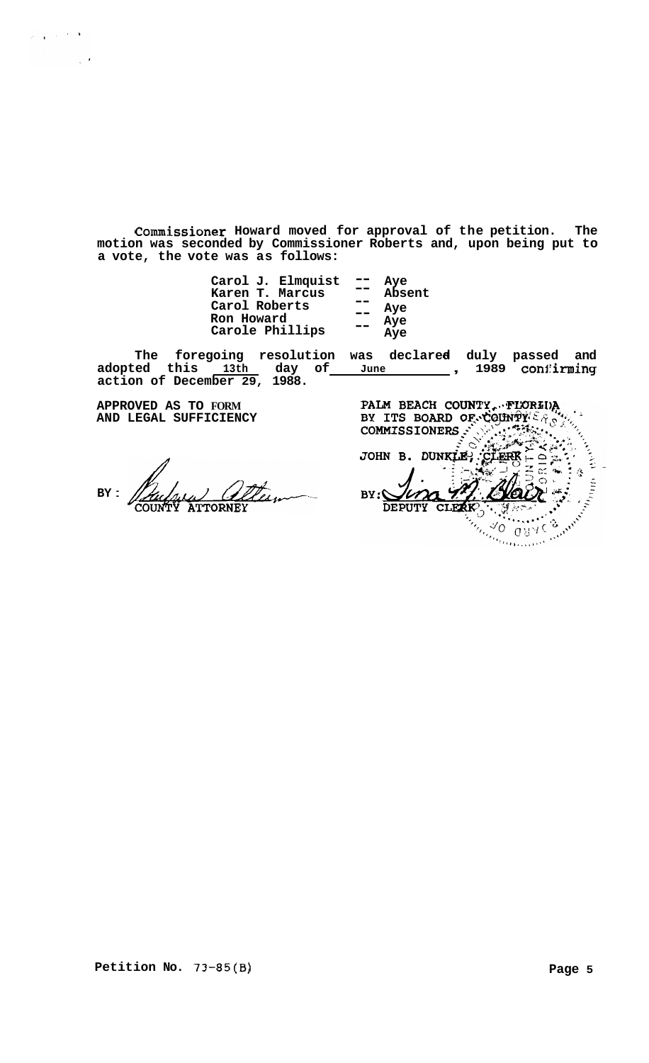Commissioner Howard moved for approval of the petition. The motion was seconded by Commissioner Roberts and, upon being put to a vote, the vote was as follows:

| | | |
|---|---|---|
| Carol J. Elmquist | -- | Aye |
| Karen T. Marcus | -- | Absent |
| Carol Roberts | -- | Aye |
| Ron Howard | -- | Aye |
| Carole Phillips | -- | Aye |

The foregoing resolution was declared duly passed and adopted this 13th day of June, 1989 confirming action of December 29, 1988.

APPROVED AS TO FORM AND LEGAL SUFFICIENCY

BY: COUNTY ATTORNEY

PALM BEACH COUNTY, FLORIDA
BY ITS BOARD OF COUNTY COMMISSIONERS

JOHN B. DUNKLE, CLERK

BY: DEPUTY CLERK

Petition No. 73-85(B)